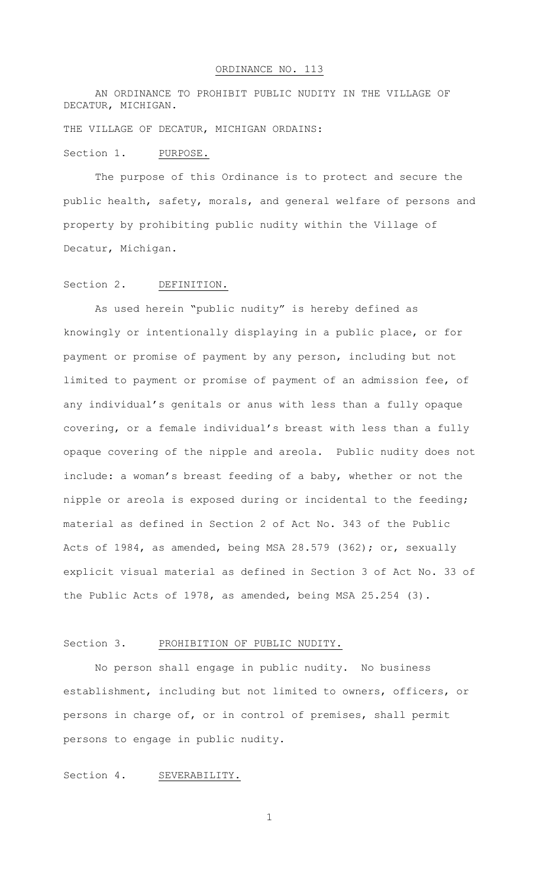# ORDINANCE NO. 113

AN ORDINANCE TO PROHIBIT PUBLIC NUDITY IN THE VILLAGE OF DECATUR, MICHIGAN.

THE VILLAGE OF DECATUR, MICHIGAN ORDAINS:

## Section 1. PURPOSE.

The purpose of this Ordinance is to protect and secure the public health, safety, morals, and general welfare of persons and property by prohibiting public nudity within the Village of Decatur, Michigan.

## Section 2. DEFINITION.

As used herein "public nudity" is hereby defined as knowingly or intentionally displaying in a public place, or for payment or promise of payment by any person, including but not limited to payment or promise of payment of an admission fee, of any individual's genitals or anus with less than a fully opaque covering, or a female individual's breast with less than a fully opaque covering of the nipple and areola. Public nudity does not include: a woman's breast feeding of a baby, whether or not the nipple or areola is exposed during or incidental to the feeding; material as defined in Section 2 of Act No. 343 of the Public Acts of 1984, as amended, being MSA 28.579 (362); or, sexually explicit visual material as defined in Section 3 of Act No. 33 of the Public Acts of 1978, as amended, being MSA 25.254 (3).

## Section 3. PROHIBITION OF PUBLIC NUDITY.

No person shall engage in public nudity. No business establishment, including but not limited to owners, officers, or persons in charge of, or in control of premises, shall permit persons to engage in public nudity.

## Section 4. SEVERABILITY.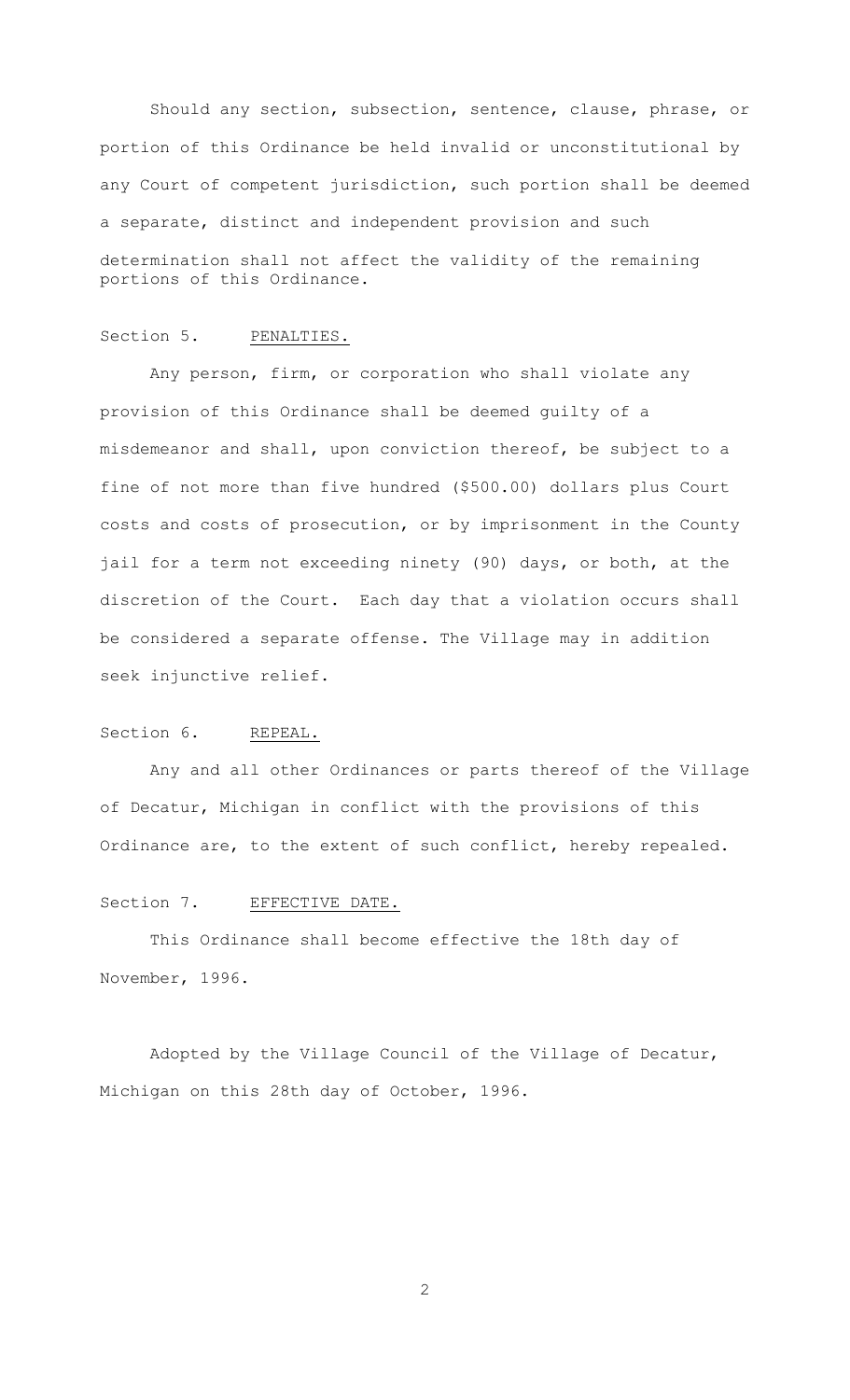Should any section, subsection, sentence, clause, phrase, or portion of this Ordinance be held invalid or unconstitutional by any Court of competent jurisdiction, such portion shall be deemed a separate, distinct and independent provision and such determination shall not affect the validity of the remaining portions of this Ordinance.

Section 5. PENALTIES.

Any person, firm, or corporation who shall violate any provision of this Ordinance shall be deemed guilty of a misdemeanor and shall, upon conviction thereof, be subject to a fine of not more than five hundred ($500.00) dollars plus Court costs and costs of prosecution, or by imprisonment in the County jail for a term not exceeding ninety (90) days, or both, at the discretion of the Court. Each day that a violation occurs shall be considered a separate offense. The Village may in addition seek injunctive relief.

Section 6. REPEAL.

Any and all other Ordinances or parts thereof of the Village of Decatur, Michigan in conflict with the provisions of this Ordinance are, to the extent of such conflict, hereby repealed.

Section 7. EFFECTIVE DATE.

This Ordinance shall become effective the 18th day of November, 1996.

Adopted by the Village Council of the Village of Decatur, Michigan on this 28th day of October, 1996.